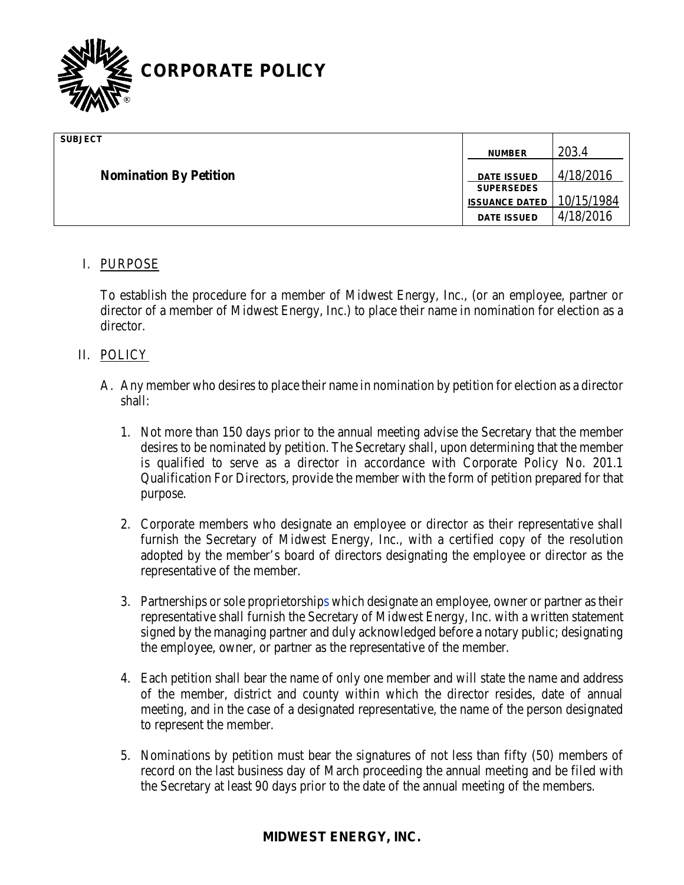# CORPORATE POLICY

| SUBJECT | | |
|---|---|---|
| **Nomination By Petition** | NUMBER | 203.4 |
| | DATE ISSUED | 4/18/2016 |
| | SUPERSEDES ISSUANCE DATED | 10/15/1984 |
| | DATE ISSUED | 4/18/2016 |

## I. PURPOSE

To establish the procedure for a member of Midwest Energy, Inc., (or an employee, partner or director of a member of Midwest Energy, Inc.) to place their name in nomination for election as a director.

## II. POLICY

A. Any member who desires to place their name in nomination by petition for election as a director shall:

1. Not more than 150 days prior to the annual meeting advise the Secretary that the member desires to be nominated by petition. The Secretary shall, upon determining that the member is qualified to serve as a director in accordance with Corporate Policy No. 201.1 Qualification For Directors, provide the member with the form of petition prepared for that purpose.

2. Corporate members who designate an employee or director as their representative shall furnish the Secretary of Midwest Energy, Inc., with a certified copy of the resolution adopted by the member's board of directors designating the employee or director as the representative of the member.

3. Partnerships or sole proprietorships which designate an employee, owner or partner as their representative shall furnish the Secretary of Midwest Energy, Inc. with a written statement signed by the managing partner and duly acknowledged before a notary public; designating the employee, owner, or partner as the representative of the member.

4. Each petition shall bear the name of only one member and will state the name and address of the member, district and county within which the director resides, date of annual meeting, and in the case of a designated representative, the name of the person designated to represent the member.

5. Nominations by petition must bear the signatures of not less than fifty (50) members of record on the last business day of March proceeding the annual meeting and be filed with the Secretary at least 90 days prior to the date of the annual meeting of the members.

**MIDWEST ENERGY, INC.**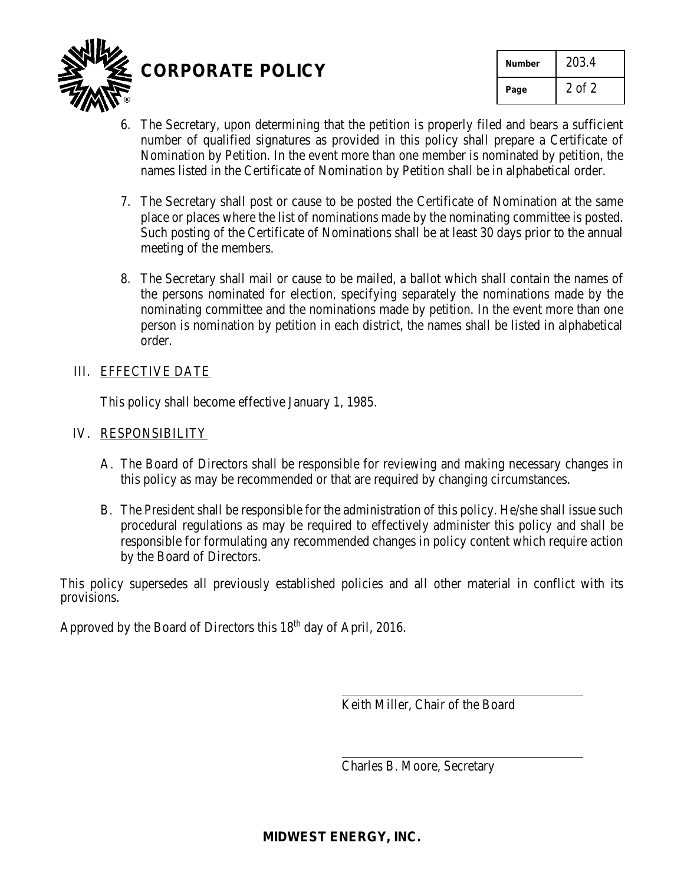6. The Secretary, upon determining that the petition is properly filed and bears a sufficient number of qualified signatures as provided in this policy shall prepare a Certificate of Nomination by Petition. In the event more than one member is nominated by petition, the names listed in the Certificate of Nomination by Petition shall be in alphabetical order.

7. The Secretary shall post or cause to be posted the Certificate of Nomination at the same place or places where the list of nominations made by the nominating committee is posted. Such posting of the Certificate of Nominations shall be at least 30 days prior to the annual meeting of the members.

8. The Secretary shall mail or cause to be mailed, a ballot which shall contain the names of the persons nominated for election, specifying separately the nominations made by the nominating committee and the nominations made by petition. In the event more than one person is nomination by petition in each district, the names shall be listed in alphabetical order.

## III. EFFECTIVE DATE

This policy shall become effective January 1, 1985.

## IV. RESPONSIBILITY

A. The Board of Directors shall be responsible for reviewing and making necessary changes in this policy as may be recommended or that are required by changing circumstances.

B. The President shall be responsible for the administration of this policy. He/she shall issue such procedural regulations as may be required to effectively administer this policy and shall be responsible for formulating any recommended changes in policy content which require action by the Board of Directors.

This policy supersedes all previously established policies and all other material in conflict with its provisions.

Approved by the Board of Directors this 18th day of April, 2016.

Keith Miller, Chair of the Board

Charles B. Moore, Secretary